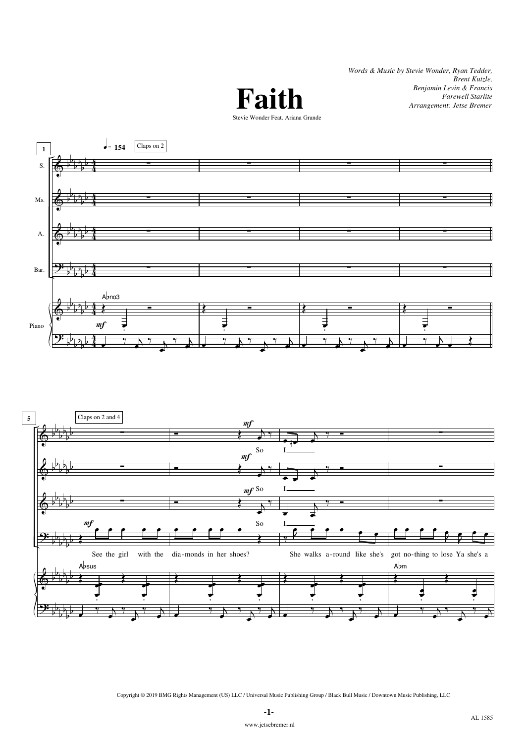# Faith

Stevie Wonder Feat. Ariana Grande

*Words & Music by Stevie Wonder, Ryan Tedder, Brent Kutzle, Benjamin Levin & Francis Farewell Starlite*
*Arrangement: Jetse Bremer*

♩ = 154 Claps on 2

S. Ms. A. Bar. Piano

A♭no3

*mf*

Claps on 2 and 4

A♭sus

*mf* So I

*mf* So I

*mf* So I

*mf* See the girl with the dia-monds in her shoes? She walks a-round like she's got no-thing to lose Ya she's a

A♭m

Copyright © 2019 BMG Rights Management (US) LLC / Universal Music Publishing Group / Black Bull Music / Downtown Music Publishing, LLC

www.jetsebremer.nl

AL 1585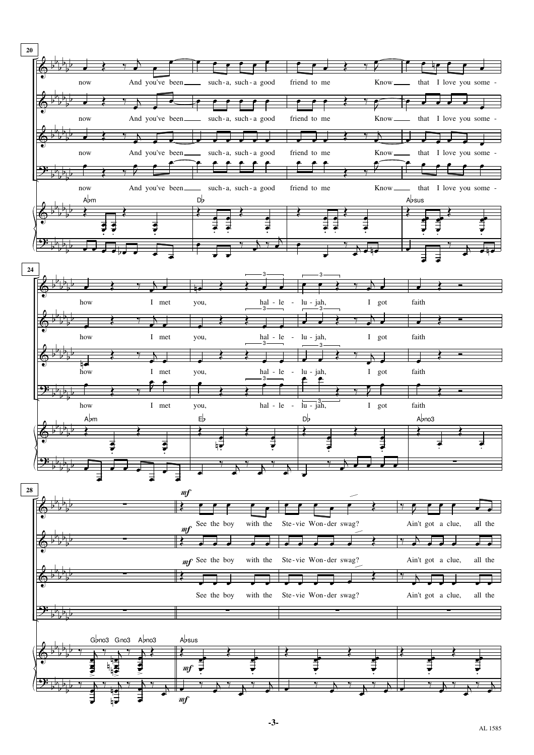**20**

now And you've been such-a, such-a good friend to me Know that I love you some-

now And you've been such-a, such-a good friend to me Know that I love you some-

now And you've been such-a, such-a good friend to me Know that I love you some-

now And you've been such-a, such-a good friend to me Know that I love you some-

A♭m D♭ A♭sus

**24**

how I met you, hal-le-lu-jah, I got faith

how I met you, hal-le-lu-jah, I got faith

how I met you, hal-le-lu-jah, I got faith

how I met you, hal-le-lu-jah, I got faith

A♭m E♭ D♭ A♭no3

**28**

*mf* See the boy with the Ste-vie Won-der swag? Ain't got a clue, all the

*mf* See the boy with the Ste-vie Won-der swag? Ain't got a clue, all the

*mf* See the boy with the Ste-vie Won-der swag? Ain't got a clue, all the

G♭no3 Gno3 A♭no3 A♭sus

*mf*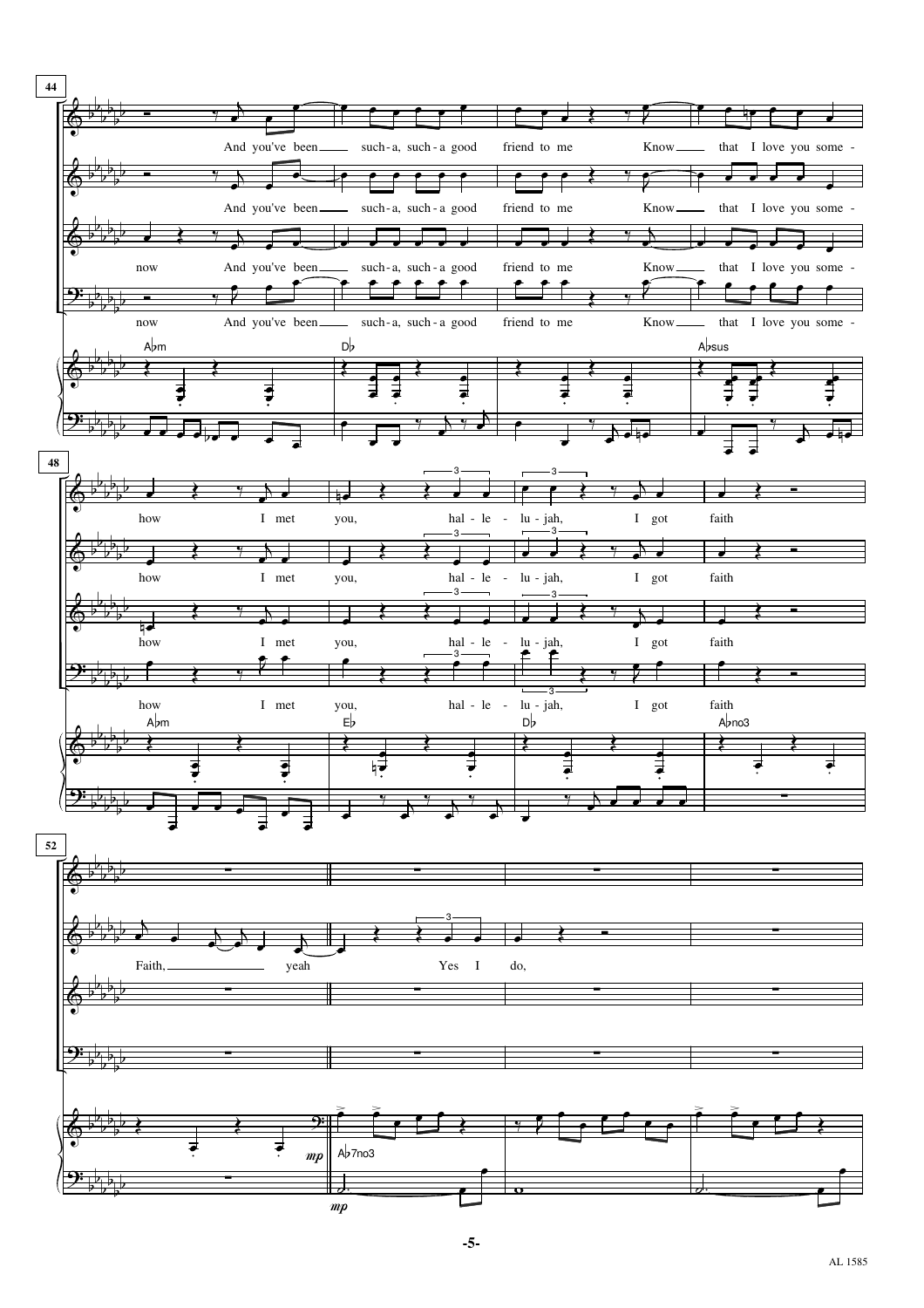**44**

And you've been such-a, such-a good friend to me Know that I love you some-

And you've been such-a, such-a good friend to me Know that I love you some-

now And you've been such-a, such-a good friend to me Know that I love you some-

now And you've been such-a, such-a good friend to me Know that I love you some-

A♭m D♭ A♭sus

**48**

how I met you, hal - le - lu - jah, I got faith

how I met you, hal - le - lu - jah, I got faith

how I met you, hal - le - lu - jah, I got faith

how I met you, hal - le - lu - jah, I got faith

A♭m E♭ D♭ A♭no3

**52**

Faith, yeah Yes I do,

*mp*

A♭7no3

*mp*

AL 1585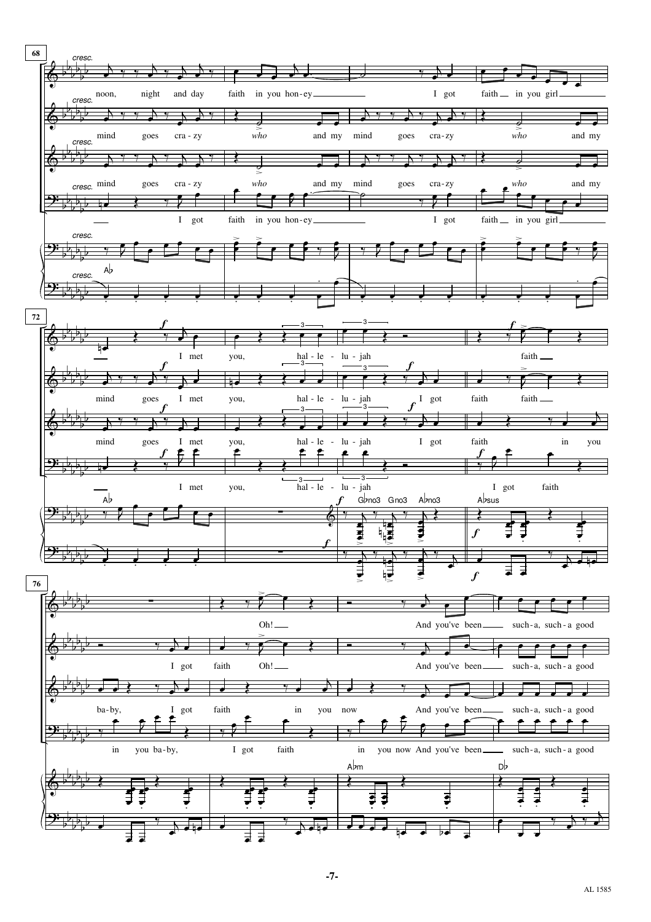**68** *cresc.*

noon, night and day faith in you hon-ey I got faith in you girl

mind goes cra-zy *who* and my mind goes cra-zy *who* and my

mind goes cra-zy *who* and my mind goes cra-zy *who* and my

I got faith in you hon-ey I got faith in you girl

A♭

**72**

I met you, hal-le-lu-jah faith

mind goes I met you, hal-le-lu-jah I got faith faith

mind goes I met you, hal-le-lu-jah I got faith in you

I met you, hal-le-lu-jah I got faith

A♭ G♭no3 Gno3 A♭no3 A♭sus

**76**

Oh! And you've been such-a, such-a good

I got faith Oh! And you've been such-a, such-a good

ba-by, I got faith in you now And you've been such-a, such-a good

in you ba-by, I got faith in you now And you've been such-a, such-a good

A♭m D♭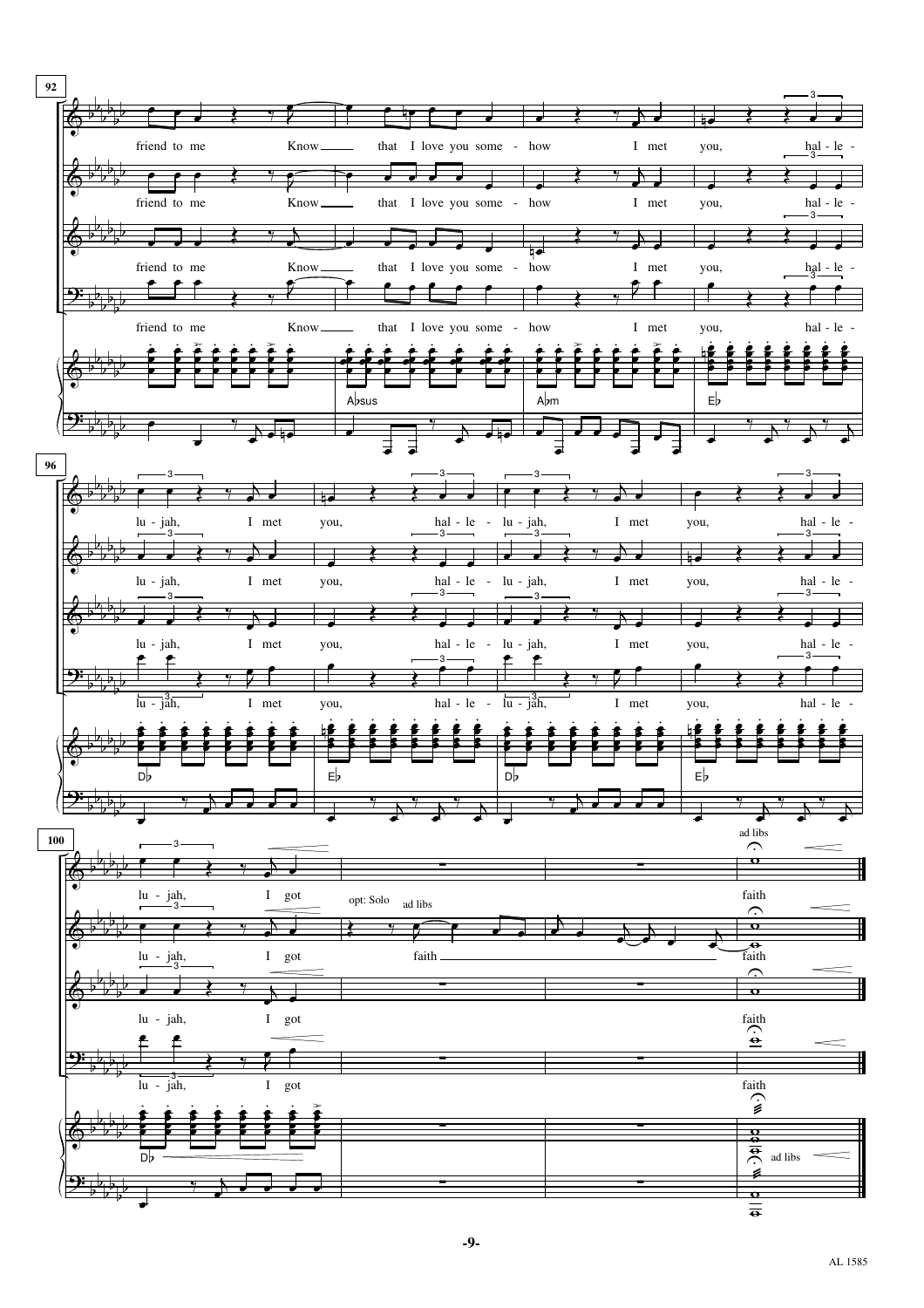92

friend to me Know that I love you some - how I met you, hal - le -

A♭sus A♭m E♭

96

lu - jah, I met you, hal - le - lu - jah, I met you, hal - le -

D♭ E♭ D♭ E♭

100

lu - jah, I got faith

opt: Solo ad libs

faith

D♭

ad libs

AL 1585